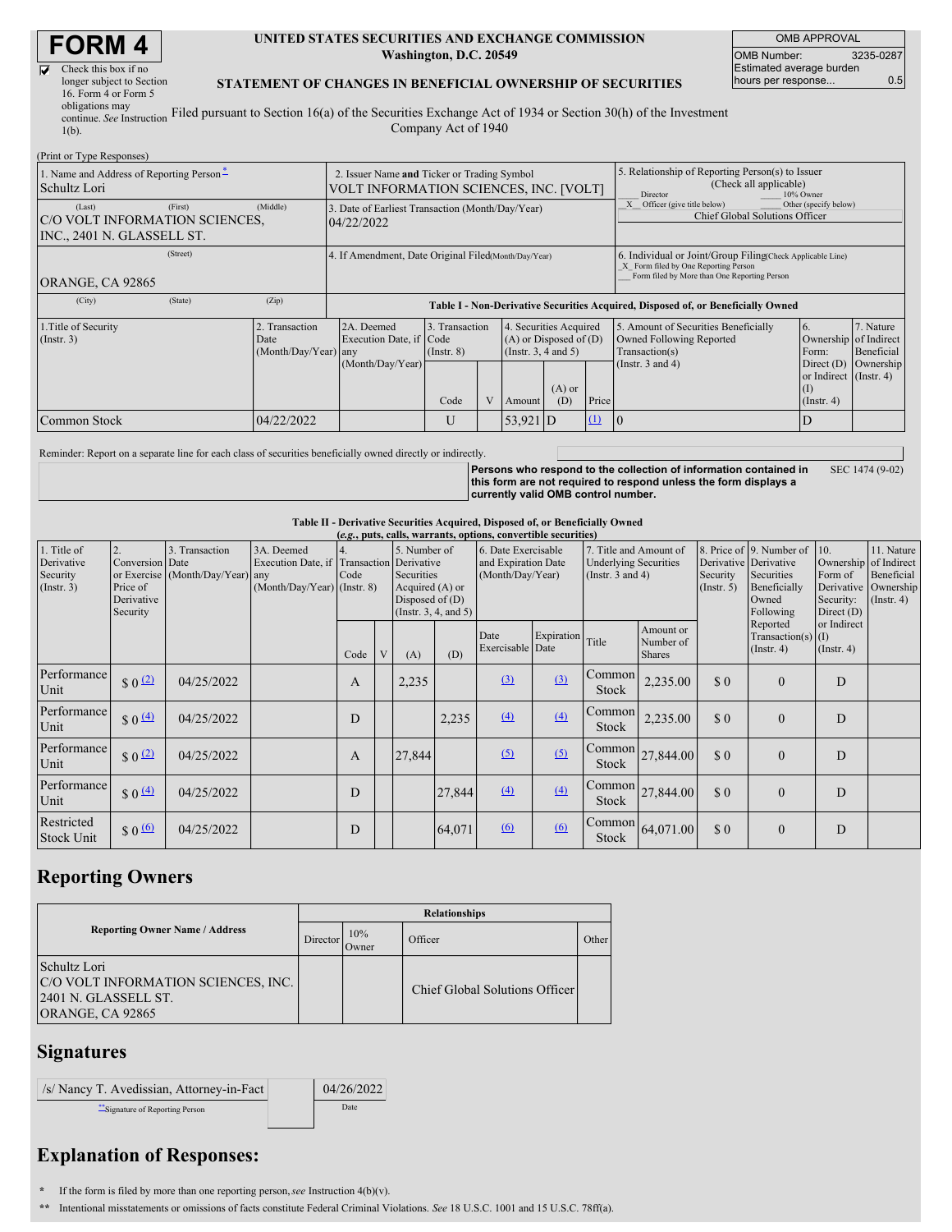# FORM 4

☑ Check this box if no longer subject to Section 16. Form 4 or Form 5 obligations may continue. *See* Instruction 1(b).

**UNITED STATES SECURITIES AND EXCHANGE COMMISSION**
**Washington, D.C. 20549**

**STATEMENT OF CHANGES IN BENEFICIAL OWNERSHIP OF SECURITIES**

Filed pursuant to Section 16(a) of the Securities Exchange Act of 1934 or Section 30(h) of the Investment Company Act of 1940

| OMB APPROVAL | |
|---|---|
| OMB Number: | 3235-0287 |
| Estimated average burden hours per response... | 0.5 |

(Print or Type Responses)

| | | |
|---|---|---|
| 1. Name and Address of Reporting Person * <br> Schultz Lori | 2. Issuer Name **and** Ticker or Trading Symbol <br> VOLT INFORMATION SCIENCES, INC. [VOLT] | 5. Relationship of Reporting Person(s) to Issuer (Check all applicable) <br> ___ Director ___ 10% Owner <br> _X_ Officer (give title below) ___ Other (specify below) <br> Chief Global Solutions Officer |
| (Last) (First) (Middle) <br> C/O VOLT INFORMATION SCIENCES, INC., 2401 N. GLASSELL ST. | 3. Date of Earliest Transaction (Month/Day/Year) <br> 04/22/2022 | |
| (Street) <br> ORANGE, CA 92865 | 4. If Amendment, Date Original Filed (Month/Day/Year) | 6. Individual or Joint/Group Filing (Check Applicable Line) <br> _X_ Form filed by One Reporting Person <br> ___ Form filed by More than One Reporting Person |
| (City) (State) (Zip) | | |

**Table I - Non-Derivative Securities Acquired, Disposed of, or Beneficially Owned**

| 1.Title of Security (Instr. 3) | 2. Transaction Date (Month/Day/Year) | 2A. Deemed Execution Date, if any (Month/Day/Year) | 3. Transaction Code (Instr. 8) | | 4. Securities Acquired (A) or Disposed of (D) (Instr. 3, 4 and 5) | | | 5. Amount of Securities Beneficially Owned Following Reported Transaction(s) (Instr. 3 and 4) | 6. Ownership Form: Direct (D) or Indirect (I) (Instr. 4) | 7. Nature of Indirect Beneficial Ownership (Instr. 4) |
|---|---|---|---|---|---|---|---|---|---|---|
| | | | Code | V | Amount | (A) or (D) | Price | | | |
| Common Stock | 04/22/2022 | | U | | 53,921 | D | (1) | 0 | D | |

Reminder: Report on a separate line for each class of securities beneficially owned directly or indirectly.

**Persons who respond to the collection of information contained in this form are not required to respond unless the form displays a currently valid OMB control number.** SEC 1474 (9-02)

**Table II - Derivative Securities Acquired, Disposed of, or Beneficially Owned**
**(*e.g.*, puts, calls, warrants, options, convertible securities)**

| 1. Title of Derivative Security (Instr. 3) | 2. Conversion or Exercise Price of Derivative Security | 3. Transaction Date (Month/Day/Year) | 3A. Deemed Execution Date, if any (Month/Day/Year) | 4. Transaction Code (Instr. 8) | | 5. Number of Derivative Securities Acquired (A) or Disposed of (D) (Instr. 3, 4, and 5) | | 6. Date Exercisable and Expiration Date (Month/Day/Year) | | 7. Title and Amount of Underlying Securities (Instr. 3 and 4) | | 8. Price of Derivative Security (Instr. 5) | 9. Number of Derivative Securities Beneficially Owned Following Reported Transaction(s) (Instr. 4) | 10. Ownership Form of Derivative Security: Direct (D) or Indirect (I) (Instr. 4) | 11. Nature of Indirect Beneficial Ownership (Instr. 4) |
|---|---|---|---|---|---|---|---|---|---|---|---|---|---|---|---|
| | | | | Code | V | (A) | (D) | Date Exercisable | Expiration Date | Title | Amount or Number of Shares | | | | |
| Performance Unit | $ 0 (2) | 04/25/2022 | | A | | 2,235 | | (3) | (3) | Common Stock | 2,235.00 | $ 0 | 0 | D | |
| Performance Unit | $ 0 (4) | 04/25/2022 | | D | | | 2,235 | (4) | (4) | Common Stock | 2,235.00 | $ 0 | 0 | D | |
| Performance Unit | $ 0 (2) | 04/25/2022 | | A | | 27,844 | | (5) | (5) | Common Stock | 27,844.00 | $ 0 | 0 | D | |
| Performance Unit | $ 0 (4) | 04/25/2022 | | D | | | 27,844 | (4) | (4) | Common Stock | 27,844.00 | $ 0 | 0 | D | |
| Restricted Stock Unit | $ 0 (6) | 04/25/2022 | | D | | | 64,071 | (6) | (6) | Common Stock | 64,071.00 | $ 0 | 0 | D | |

## Reporting Owners

| Reporting Owner Name / Address | Relationships | | | |
|---|---|---|---|---|
| | Director | 10% Owner | Officer | Other |
| Schultz Lori <br> C/O VOLT INFORMATION SCIENCES, INC. <br> 2401 N. GLASSELL ST. <br> ORANGE, CA 92865 | | | Chief Global Solutions Officer | |

## Signatures

| | |
|---|---|
| /s/ Nancy T. Avedissian, Attorney-in-Fact | 04/26/2022 |
| ** Signature of Reporting Person | Date |

## Explanation of Responses:

\* If the form is filed by more than one reporting person, *see* Instruction 4(b)(v).

\** Intentional misstatements or omissions of facts constitute Federal Criminal Violations. *See* 18 U.S.C. 1001 and 15 U.S.C. 78ff(a).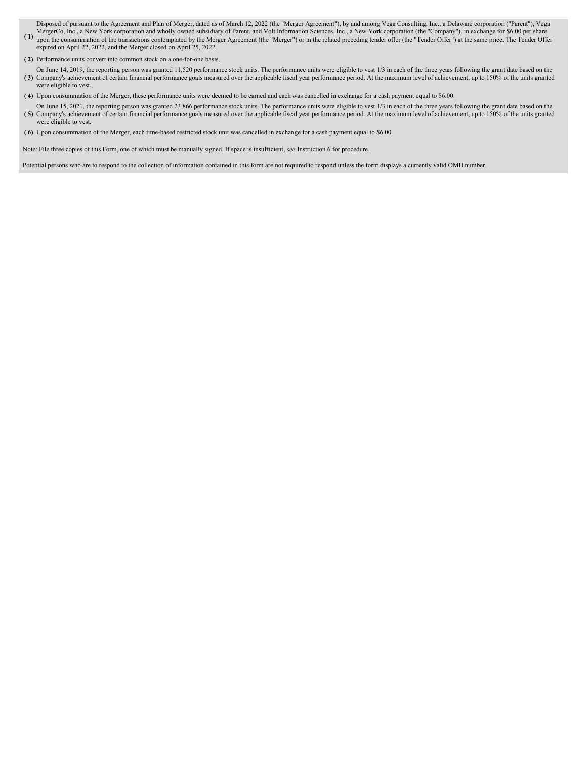**( 1)** Disposed of pursuant to the Agreement and Plan of Merger, dated as of March 12, 2022 (the "Merger Agreement"), by and among Vega Consulting, Inc., a Delaware corporation ("Parent"), Vega MergerCo, Inc., a New York corporation and wholly owned subsidiary of Parent, and Volt Information Sciences, Inc., a New York corporation (the "Company"), in exchange for $6.00 per share upon the consummation of the transactions contemplated by the Merger Agreement (the "Merger") or in the related preceding tender offer (the "Tender Offer") at the same price. The Tender Offer expired on April 22, 2022, and the Merger closed on April 25, 2022.

**( 2)** Performance units convert into common stock on a one-for-one basis.

**( 3)** On June 14, 2019, the reporting person was granted 11,520 performance stock units. The performance units were eligible to vest 1/3 in each of the three years following the grant date based on the Company's achievement of certain financial performance goals measured over the applicable fiscal year performance period. At the maximum level of achievement, up to 150% of the units granted were eligible to vest.

**( 4)** Upon consummation of the Merger, these performance units were deemed to be earned and each was cancelled in exchange for a cash payment equal to $6.00.

**( 5)** On June 15, 2021, the reporting person was granted 23,866 performance stock units. The performance units were eligible to vest 1/3 in each of the three years following the grant date based on the Company's achievement of certain financial performance goals measured over the applicable fiscal year performance period. At the maximum level of achievement, up to 150% of the units granted were eligible to vest.

**( 6)** Upon consummation of the Merger, each time-based restricted stock unit was cancelled in exchange for a cash payment equal to $6.00.

Note: File three copies of this Form, one of which must be manually signed. If space is insufficient, *see* Instruction 6 for procedure.

Potential persons who are to respond to the collection of information contained in this form are not required to respond unless the form displays a currently valid OMB number.